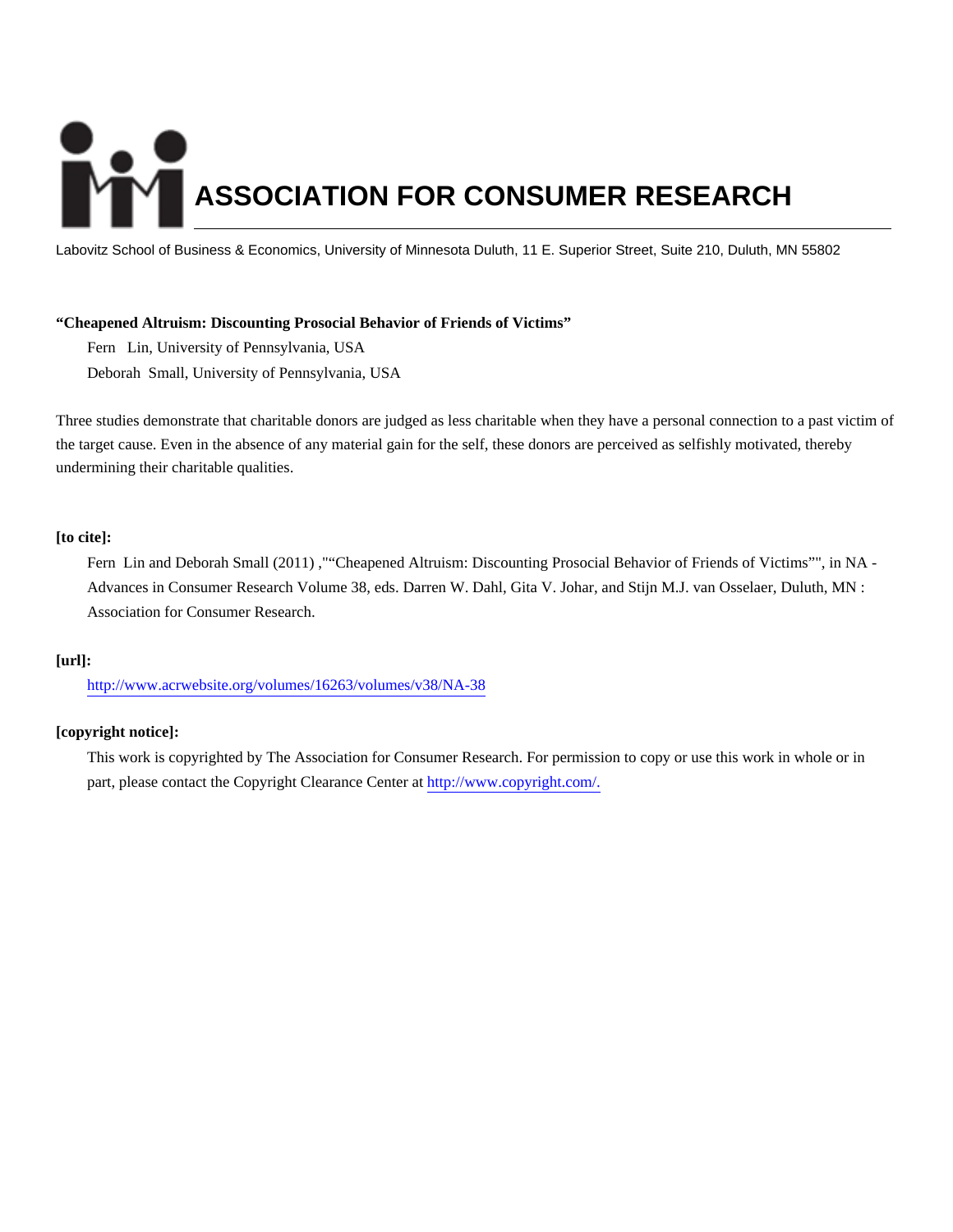# ASSOCIATION FOR CONSUMER RESEARCH

Labovitz School of Business & Economics, University of Minnesota Duluth, 11 E. Superior Street, Suite 210, Duluth, MN 55802

**"Cheapened Altruism: Discounting Prosocial Behavior of Friends of Victims"**

Fern Lin, University of Pennsylvania, USA

Deborah Small, University of Pennsylvania, USA

Three studies demonstrate that charitable donors are judged as less charitable when they have a personal connection to a past victim of the target cause. Even in the absence of any material gain for the self, these donors are perceived as selfishly motivated, thereby undermining their charitable qualities.

**[to cite]:**

Fern Lin and Deborah Small (2011) ,"“Cheapened Altruism: Discounting Prosocial Behavior of Friends of Victims”", in NA - Advances in Consumer Research Volume 38, eds. Darren W. Dahl, Gita V. Johar, and Stijn M.J. van Osselaer, Duluth, MN : Association for Consumer Research.

**[url]:**

http://www.acrwebsite.org/volumes/16263/volumes/v38/NA-38

**[copyright notice]:**

This work is copyrighted by The Association for Consumer Research. For permission to copy or use this work in whole or in part, please contact the Copyright Clearance Center at http://www.copyright.com/.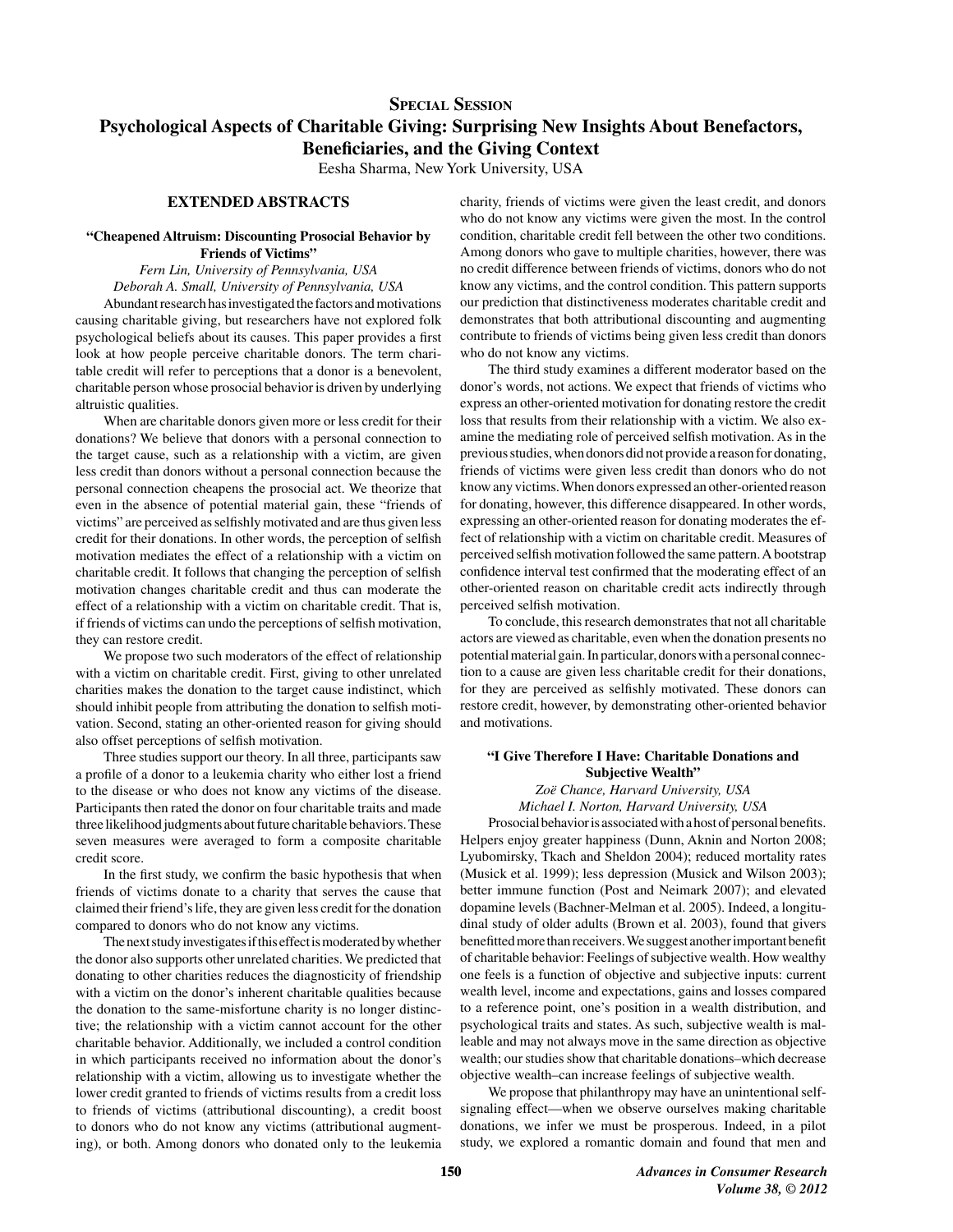## Special Session

# Psychological Aspects of Charitable Giving: Surprising New Insights About Benefactors, Beneficiaries, and the Giving Context

Eesha Sharma, New York University, USA

## EXTENDED ABSTRACTS

### "Cheapened Altruism: Discounting Prosocial Behavior by Friends of Victims"

*Fern Lin, University of Pennsylvania, USA*
*Deborah A. Small, University of Pennsylvania, USA*

Abundant research has investigated the factors and motivations causing charitable giving, but researchers have not explored folk psychological beliefs about its causes. This paper provides a first look at how people perceive charitable donors. The term charitable credit will refer to perceptions that a donor is a benevolent, charitable person whose prosocial behavior is driven by underlying altruistic qualities.

When are charitable donors given more or less credit for their donations? We believe that donors with a personal connection to the target cause, such as a relationship with a victim, are given less credit than donors without a personal connection because the personal connection cheapens the prosocial act. We theorize that even in the absence of potential material gain, these "friends of victims" are perceived as selfishly motivated and are thus given less credit for their donations. In other words, the perception of selfish motivation mediates the effect of a relationship with a victim on charitable credit. It follows that changing the perception of selfish motivation changes charitable credit and thus can moderate the effect of a relationship with a victim on charitable credit. That is, if friends of victims can undo the perceptions of selfish motivation, they can restore credit.

We propose two such moderators of the effect of relationship with a victim on charitable credit. First, giving to other unrelated charities makes the donation to the target cause indistinct, which should inhibit people from attributing the donation to selfish motivation. Second, stating an other-oriented reason for giving should also offset perceptions of selfish motivation.

Three studies support our theory. In all three, participants saw a profile of a donor to a leukemia charity who either lost a friend to the disease or who does not know any victims of the disease. Participants then rated the donor on four charitable traits and made three likelihood judgments about future charitable behaviors. These seven measures were averaged to form a composite charitable credit score.

In the first study, we confirm the basic hypothesis that when friends of victims donate to a charity that serves the cause that claimed their friend's life, they are given less credit for the donation compared to donors who do not know any victims.

The next study investigates if this effect is moderated by whether the donor also supports other unrelated charities. We predicted that donating to other charities reduces the diagnosticity of friendship with a victim on the donor's inherent charitable qualities because the donation to the same-misfortune charity is no longer distinctive; the relationship with a victim cannot account for the other charitable behavior. Additionally, we included a control condition in which participants received no information about the donor's relationship with a victim, allowing us to investigate whether the lower credit granted to friends of victims results from a credit loss to friends of victims (attributional discounting), a credit boost to donors who do not know any victims (attributional augmenting), or both. Among donors who donated only to the leukemia charity, friends of victims were given the least credit, and donors who do not know any victims were given the most. In the control condition, charitable credit fell between the other two conditions. Among donors who gave to multiple charities, however, there was no credit difference between friends of victims, donors who do not know any victims, and the control condition. This pattern supports our prediction that distinctiveness moderates charitable credit and demonstrates that both attributional discounting and augmenting contribute to friends of victims being given less credit than donors who do not know any victims.

The third study examines a different moderator based on the donor's words, not actions. We expect that friends of victims who express an other-oriented motivation for donating restore the credit loss that results from their relationship with a victim. We also examine the mediating role of perceived selfish motivation. As in the previous studies, when donors did not provide a reason for donating, friends of victims were given less credit than donors who do not know any victims. When donors expressed an other-oriented reason for donating, however, this difference disappeared. In other words, expressing an other-oriented reason for donating moderates the effect of relationship with a victim on charitable credit. Measures of perceived selfish motivation followed the same pattern. A bootstrap confidence interval test confirmed that the moderating effect of an other-oriented reason on charitable credit acts indirectly through perceived selfish motivation.

To conclude, this research demonstrates that not all charitable actors are viewed as charitable, even when the donation presents no potential material gain. In particular, donors with a personal connection to a cause are given less charitable credit for their donations, for they are perceived as selfishly motivated. These donors can restore credit, however, by demonstrating other-oriented behavior and motivations.

### "I Give Therefore I Have: Charitable Donations and Subjective Wealth"

*Zoë Chance, Harvard University, USA*
*Michael I. Norton, Harvard University, USA*

Prosocial behavior is associated with a host of personal benefits. Helpers enjoy greater happiness (Dunn, Aknin and Norton 2008; Lyubomirsky, Tkach and Sheldon 2004); reduced mortality rates (Musick et al. 1999); less depression (Musick and Wilson 2003); better immune function (Post and Neimark 2007); and elevated dopamine levels (Bachner-Melman et al. 2005). Indeed, a longitudinal study of older adults (Brown et al. 2003), found that givers benefitted more than receivers. We suggest another important benefit of charitable behavior: Feelings of subjective wealth. How wealthy one feels is a function of objective and subjective inputs: current wealth level, income and expectations, gains and losses compared to a reference point, one's position in a wealth distribution, and psychological traits and states. As such, subjective wealth is malleable and may not always move in the same direction as objective wealth; our studies show that charitable donations–which decrease objective wealth–can increase feelings of subjective wealth.

We propose that philanthropy may have an unintentional self-signaling effect—when we observe ourselves making charitable donations, we infer we must be prosperous. Indeed, in a pilot study, we explored a romantic domain and found that men and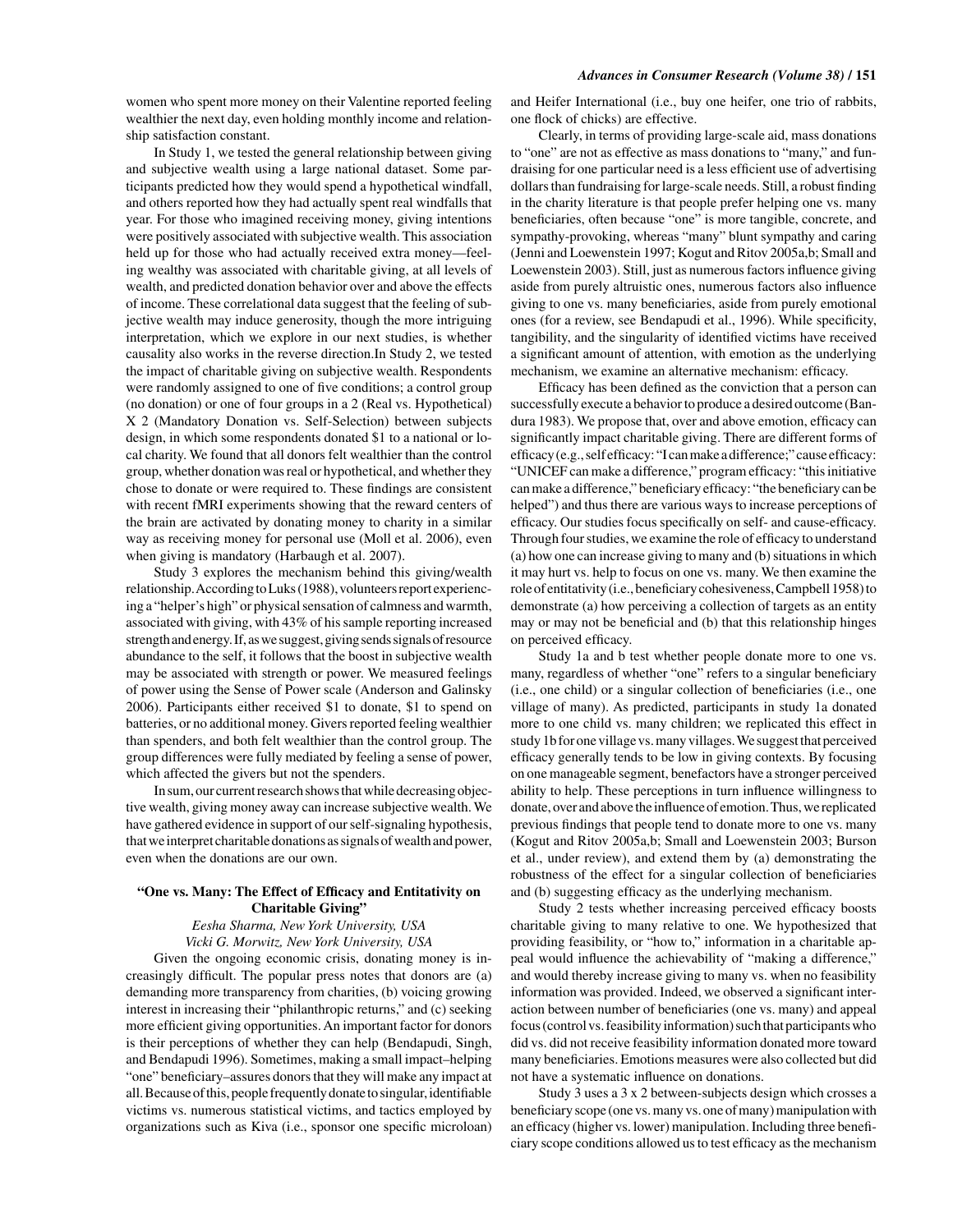women who spent more money on their Valentine reported feeling wealthier the next day, even holding monthly income and relationship satisfaction constant.

In Study 1, we tested the general relationship between giving and subjective wealth using a large national dataset. Some participants predicted how they would spend a hypothetical windfall, and others reported how they had actually spent real windfalls that year. For those who imagined receiving money, giving intentions were positively associated with subjective wealth. This association held up for those who had actually received extra money—feeling wealthy was associated with charitable giving, at all levels of wealth, and predicted donation behavior over and above the effects of income. These correlational data suggest that the feeling of subjective wealth may induce generosity, though the more intriguing interpretation, which we explore in our next studies, is whether causality also works in the reverse direction.In Study 2, we tested the impact of charitable giving on subjective wealth. Respondents were randomly assigned to one of five conditions; a control group (no donation) or one of four groups in a 2 (Real vs. Hypothetical) X 2 (Mandatory Donation vs. Self-Selection) between subjects design, in which some respondents donated \$1 to a national or local charity. We found that all donors felt wealthier than the control group, whether donation was real or hypothetical, and whether they chose to donate or were required to. These findings are consistent with recent fMRI experiments showing that the reward centers of the brain are activated by donating money to charity in a similar way as receiving money for personal use (Moll et al. 2006), even when giving is mandatory (Harbaugh et al. 2007).

Study 3 explores the mechanism behind this giving/wealth relationship. According to Luks (1988), volunteers report experiencing a "helper's high" or physical sensation of calmness and warmth, associated with giving, with 43% of his sample reporting increased strength and energy. If, as we suggest, giving sends signals of resource abundance to the self, it follows that the boost in subjective wealth may be associated with strength or power. We measured feelings of power using the Sense of Power scale (Anderson and Galinsky 2006). Participants either received \$1 to donate, \$1 to spend on batteries, or no additional money. Givers reported feeling wealthier than spenders, and both felt wealthier than the control group. The group differences were fully mediated by feeling a sense of power, which affected the givers but not the spenders.

In sum, our current research shows that while decreasing objective wealth, giving money away can increase subjective wealth. We have gathered evidence in support of our self-signaling hypothesis, that we interpret charitable donations as signals of wealth and power, even when the donations are our own.

## "One vs. Many: The Effect of Efficacy and Entitativity on Charitable Giving"

*Eesha Sharma, New York University, USA*
*Vicki G. Morwitz, New York University, USA*

Given the ongoing economic crisis, donating money is increasingly difficult. The popular press notes that donors are (a) demanding more transparency from charities, (b) voicing growing interest in increasing their "philanthropic returns," and (c) seeking more efficient giving opportunities. An important factor for donors is their perceptions of whether they can help (Bendapudi, Singh, and Bendapudi 1996). Sometimes, making a small impact–helping "one" beneficiary–assures donors that they will make any impact at all. Because of this, people frequently donate to singular, identifiable victims vs. numerous statistical victims, and tactics employed by organizations such as Kiva (i.e., sponsor one specific microloan) and Heifer International (i.e., buy one heifer, one trio of rabbits, one flock of chicks) are effective.

Clearly, in terms of providing large-scale aid, mass donations to "one" are not as effective as mass donations to "many," and fundraising for one particular need is a less efficient use of advertising dollars than fundraising for large-scale needs. Still, a robust finding in the charity literature is that people prefer helping one vs. many beneficiaries, often because "one" is more tangible, concrete, and sympathy-provoking, whereas "many" blunt sympathy and caring (Jenni and Loewenstein 1997; Kogut and Ritov 2005a,b; Small and Loewenstein 2003). Still, just as numerous factors influence giving aside from purely altruistic ones, numerous factors also influence giving to one vs. many beneficiaries, aside from purely emotional ones (for a review, see Bendapudi et al., 1996). While specificity, tangibility, and the singularity of identified victims have received a significant amount of attention, with emotion as the underlying mechanism, we examine an alternative mechanism: efficacy.

Efficacy has been defined as the conviction that a person can successfully execute a behavior to produce a desired outcome (Bandura 1983). We propose that, over and above emotion, efficacy can significantly impact charitable giving. There are different forms of efficacy (e.g., self efficacy: "I can make a difference;" cause efficacy: "UNICEF can make a difference," program efficacy: "this initiative can make a difference," beneficiary efficacy: "the beneficiary can be helped") and thus there are various ways to increase perceptions of efficacy. Our studies focus specifically on self- and cause-efficacy. Through four studies, we examine the role of efficacy to understand (a) how one can increase giving to many and (b) situations in which it may hurt vs. help to focus on one vs. many. We then examine the role of entitativity (i.e., beneficiary cohesiveness, Campbell 1958) to demonstrate (a) how perceiving a collection of targets as an entity may or may not be beneficial and (b) that this relationship hinges on perceived efficacy.

Study 1a and b test whether people donate more to one vs. many, regardless of whether "one" refers to a singular beneficiary (i.e., one child) or a singular collection of beneficiaries (i.e., one village of many). As predicted, participants in study 1a donated more to one child vs. many children; we replicated this effect in study 1b for one village vs. many villages. We suggest that perceived efficacy generally tends to be low in giving contexts. By focusing on one manageable segment, benefactors have a stronger perceived ability to help. These perceptions in turn influence willingness to donate, over and above the influence of emotion. Thus, we replicated previous findings that people tend to donate more to one vs. many (Kogut and Ritov 2005a,b; Small and Loewenstein 2003; Burson et al., under review), and extend them by (a) demonstrating the robustness of the effect for a singular collection of beneficiaries and (b) suggesting efficacy as the underlying mechanism.

Study 2 tests whether increasing perceived efficacy boosts charitable giving to many relative to one. We hypothesized that providing feasibility, or "how to," information in a charitable appeal would influence the achievability of "making a difference," and would thereby increase giving to many vs. when no feasibility information was provided. Indeed, we observed a significant interaction between number of beneficiaries (one vs. many) and appeal focus (control vs. feasibility information) such that participants who did vs. did not receive feasibility information donated more toward many beneficiaries. Emotions measures were also collected but did not have a systematic influence on donations.

Study 3 uses a 3 x 2 between-subjects design which crosses a beneficiary scope (one vs. many vs. one of many) manipulation with an efficacy (higher vs. lower) manipulation. Including three beneficiary scope conditions allowed us to test efficacy as the mechanism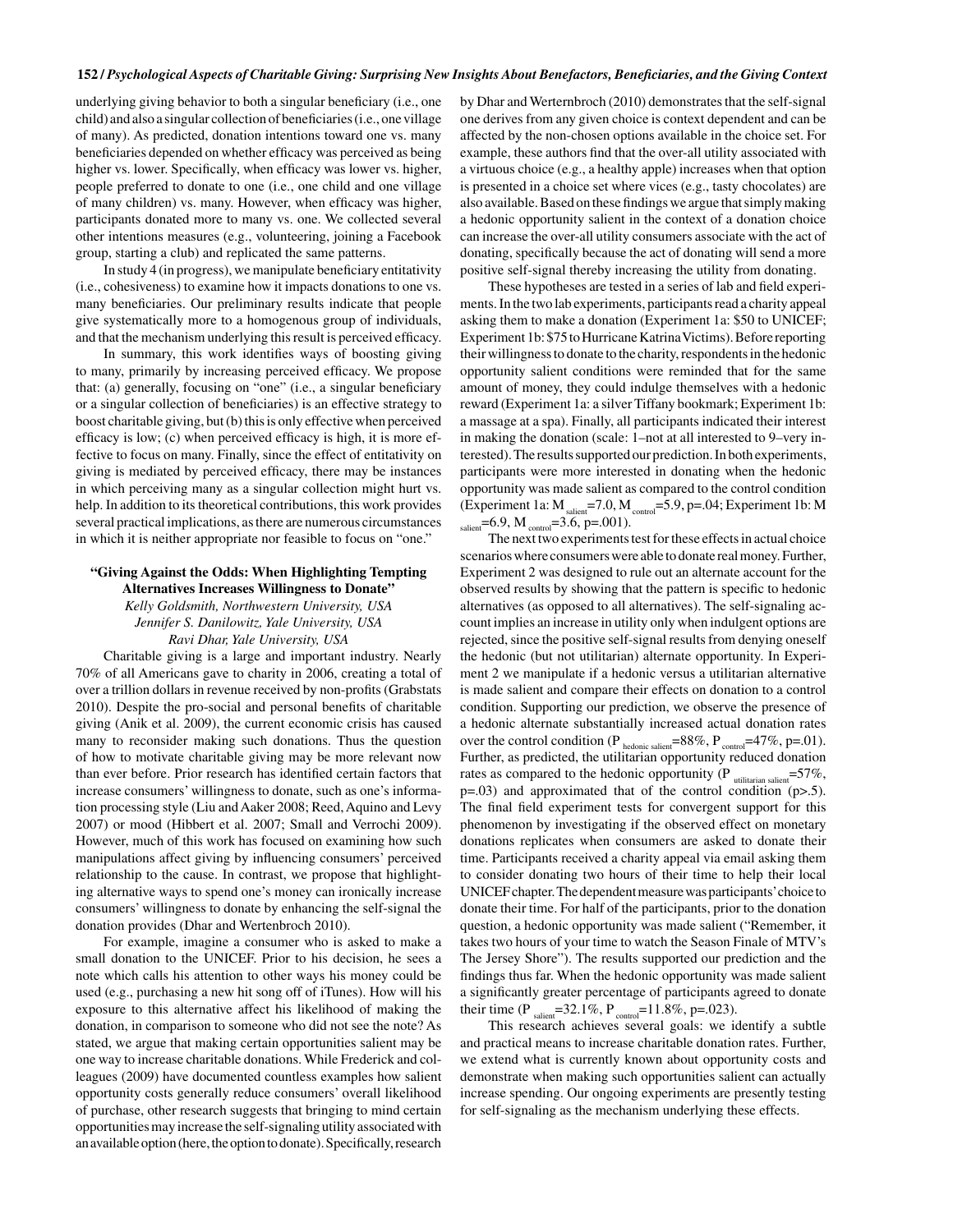underlying giving behavior to both a singular beneficiary (i.e., one child) and also a singular collection of beneficiaries (i.e., one village of many). As predicted, donation intentions toward one vs. many beneficiaries depended on whether efficacy was perceived as being higher vs. lower. Specifically, when efficacy was lower vs. higher, people preferred to donate to one (i.e., one child and one village of many children) vs. many. However, when efficacy was higher, participants donated more to many vs. one. We collected several other intentions measures (e.g., volunteering, joining a Facebook group, starting a club) and replicated the same patterns.

In study 4 (in progress), we manipulate beneficiary entitativity (i.e., cohesiveness) to examine how it impacts donations to one vs. many beneficiaries. Our preliminary results indicate that people give systematically more to a homogenous group of individuals, and that the mechanism underlying this result is perceived efficacy.

In summary, this work identifies ways of boosting giving to many, primarily by increasing perceived efficacy. We propose that: (a) generally, focusing on "one" (i.e., a singular beneficiary or a singular collection of beneficiaries) is an effective strategy to boost charitable giving, but (b) this is only effective when perceived efficacy is low; (c) when perceived efficacy is high, it is more effective to focus on many. Finally, since the effect of entitativity on giving is mediated by perceived efficacy, there may be instances in which perceiving many as a singular collection might hurt vs. help. In addition to its theoretical contributions, this work provides several practical implications, as there are numerous circumstances in which it is neither appropriate nor feasible to focus on "one."

### "Giving Against the Odds: When Highlighting Tempting Alternatives Increases Willingness to Donate"

*Kelly Goldsmith, Northwestern University, USA*
*Jennifer S. Danilowitz, Yale University, USA*
*Ravi Dhar, Yale University, USA*

Charitable giving is a large and important industry. Nearly 70% of all Americans gave to charity in 2006, creating a total of over a trillion dollars in revenue received by non-profits (Grabstats 2010). Despite the pro-social and personal benefits of charitable giving (Anik et al. 2009), the current economic crisis has caused many to reconsider making such donations. Thus the question of how to motivate charitable giving may be more relevant now than ever before. Prior research has identified certain factors that increase consumers' willingness to donate, such as one's information processing style (Liu and Aaker 2008; Reed, Aquino and Levy 2007) or mood (Hibbert et al. 2007; Small and Verrochi 2009). However, much of this work has focused on examining how such manipulations affect giving by influencing consumers' perceived relationship to the cause. In contrast, we propose that highlighting alternative ways to spend one's money can ironically increase consumers' willingness to donate by enhancing the self-signal the donation provides (Dhar and Wertenbroch 2010).

For example, imagine a consumer who is asked to make a small donation to the UNICEF. Prior to his decision, he sees a note which calls his attention to other ways his money could be used (e.g., purchasing a new hit song off of iTunes). How will his exposure to this alternative affect his likelihood of making the donation, in comparison to someone who did not see the note? As stated, we argue that making certain opportunities salient may be one way to increase charitable donations. While Frederick and colleagues (2009) have documented countless examples how salient opportunity costs generally reduce consumers' overall likelihood of purchase, other research suggests that bringing to mind certain opportunities may increase the self-signaling utility associated with an available option (here, the option to donate). Specifically, research by Dhar and Werternbroch (2010) demonstrates that the self-signal one derives from any given choice is context dependent and can be affected by the non-chosen options available in the choice set. For example, these authors find that the over-all utility associated with a virtuous choice (e.g., a healthy apple) increases when that option is presented in a choice set where vices (e.g., tasty chocolates) are also available. Based on these findings we argue that simply making a hedonic opportunity salient in the context of a donation choice can increase the over-all utility consumers associate with the act of donating, specifically because the act of donating will send a more positive self-signal thereby increasing the utility from donating.

These hypotheses are tested in a series of lab and field experiments. In the two lab experiments, participants read a charity appeal asking them to make a donation (Experiment 1a: $50 to UNICEF; Experiment 1b: $75 to Hurricane Katrina Victims). Before reporting their willingness to donate to the charity, respondents in the hedonic opportunity salient conditions were reminded that for the same amount of money, they could indulge themselves with a hedonic reward (Experiment 1a: a silver Tiffany bookmark; Experiment 1b: a massage at a spa). Finally, all participants indicated their interest in making the donation (scale: 1–not at all interested to 9–very interested). The results supported our prediction. In both experiments, participants were more interested in donating when the hedonic opportunity was made salient as compared to the control condition (Experiment 1a: $M_{salient}=7.0$, $M_{control}=5.9$, $p=.04$; Experiment 1b: $M_{salient}=6.9$, $M_{control}=3.6$, $p=.001$).

The next two experiments test for these effects in actual choice scenarios where consumers were able to donate real money. Further, Experiment 2 was designed to rule out an alternate account for the observed results by showing that the pattern is specific to hedonic alternatives (as opposed to all alternatives). The self-signaling account implies an increase in utility only when indulgent options are rejected, since the positive self-signal results from denying oneself the hedonic (but not utilitarian) alternate opportunity. In Experiment 2 we manipulate if a hedonic versus a utilitarian alternative is made salient and compare their effects on donation to a control condition. Supporting our prediction, we observe the presence of a hedonic alternate substantially increased actual donation rates over the control condition ($P_{hedonic\ salient}=88\%$, $P_{control}=47\%$, $p=.01$). Further, as predicted, the utilitarian opportunity reduced donation rates as compared to the hedonic opportunity ($P_{utilitarian\ salient}=57\%$, $p=.03$) and approximated that of the control condition ($p>.5$). The final field experiment tests for convergent support for this phenomenon by investigating if the observed effect on monetary donations replicates when consumers are asked to donate their time. Participants received a charity appeal via email asking them to consider donating two hours of their time to help their local UNICEF chapter. The dependent measure was participants' choice to donate their time. For half of the participants, prior to the donation question, a hedonic opportunity was made salient ("Remember, it takes two hours of your time to watch the Season Finale of MTV's The Jersey Shore"). The results supported our prediction and the findings thus far. When the hedonic opportunity was made salient a significantly greater percentage of participants agreed to donate their time ($P_{salient}=32.1\%$, $P_{control}=11.8\%$, $p=.023$).

This research achieves several goals: we identify a subtle and practical means to increase charitable donation rates. Further, we extend what is currently known about opportunity costs and demonstrate when making such opportunities salient can actually increase spending. Our ongoing experiments are presently testing for self-signaling as the mechanism underlying these effects.